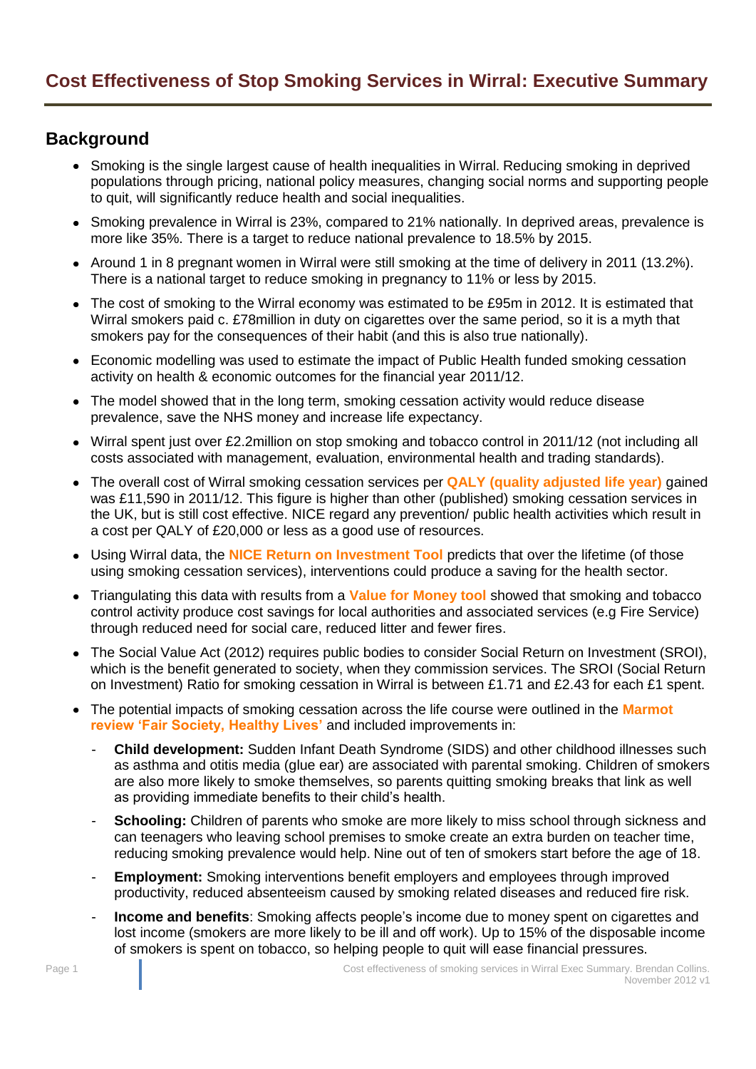# Cost Effectiveness of Stop Smoking Services in Wirral: Executive Summary

## Background

- Smoking is the single largest cause of health inequalities in Wirral. Reducing smoking in deprived populations through pricing, national policy measures, changing social norms and supporting people to quit, will significantly reduce health and social inequalities.
- Smoking prevalence in Wirral is 23%, compared to 21% nationally. In deprived areas, prevalence is more like 35%. There is a target to reduce national prevalence to 18.5% by 2015.
- Around 1 in 8 pregnant women in Wirral were still smoking at the time of delivery in 2011 (13.2%). There is a national target to reduce smoking in pregnancy to 11% or less by 2015.
- The cost of smoking to the Wirral economy was estimated to be £95m in 2012. It is estimated that Wirral smokers paid c. £78million in duty on cigarettes over the same period, so it is a myth that smokers pay for the consequences of their habit (and this is also true nationally).
- Economic modelling was used to estimate the impact of Public Health funded smoking cessation activity on health & economic outcomes for the financial year 2011/12.
- The model showed that in the long term, smoking cessation activity would reduce disease prevalence, save the NHS money and increase life expectancy.
- Wirral spent just over £2.2million on stop smoking and tobacco control in 2011/12 (not including all costs associated with management, evaluation, environmental health and trading standards).
- The overall cost of Wirral smoking cessation services per **QALY (quality adjusted life year)** gained was £11,590 in 2011/12. This figure is higher than other (published) smoking cessation services in the UK, but is still cost effective. NICE regard any prevention/ public health activities which result in a cost per QALY of £20,000 or less as a good use of resources.
- Using Wirral data, the **NICE Return on Investment Tool** predicts that over the lifetime (of those using smoking cessation services), interventions could produce a saving for the health sector.
- Triangulating this data with results from a **Value for Money tool** showed that smoking and tobacco control activity produce cost savings for local authorities and associated services (e.g Fire Service) through reduced need for social care, reduced litter and fewer fires.
- The Social Value Act (2012) requires public bodies to consider Social Return on Investment (SROI), which is the benefit generated to society, when they commission services. The SROI (Social Return on Investment) Ratio for smoking cessation in Wirral is between £1.71 and £2.43 for each £1 spent.
- The potential impacts of smoking cessation across the life course were outlined in the **Marmot review 'Fair Society, Healthy Lives'** and included improvements in:
    - **Child development:** Sudden Infant Death Syndrome (SIDS) and other childhood illnesses such as asthma and otitis media (glue ear) are associated with parental smoking. Children of smokers are also more likely to smoke themselves, so parents quitting smoking breaks that link as well as providing immediate benefits to their child's health.
    - **Schooling:** Children of parents who smoke are more likely to miss school through sickness and can teenagers who leaving school premises to smoke create an extra burden on teacher time, reducing smoking prevalence would help. Nine out of ten of smokers start before the age of 18.
    - **Employment:** Smoking interventions benefit employers and employees through improved productivity, reduced absenteeism caused by smoking related diseases and reduced fire risk.
    - **Income and benefits**: Smoking affects people's income due to money spent on cigarettes and lost income (smokers are more likely to be ill and off work). Up to 15% of the disposable income of smokers is spent on tobacco, so helping people to quit will ease financial pressures.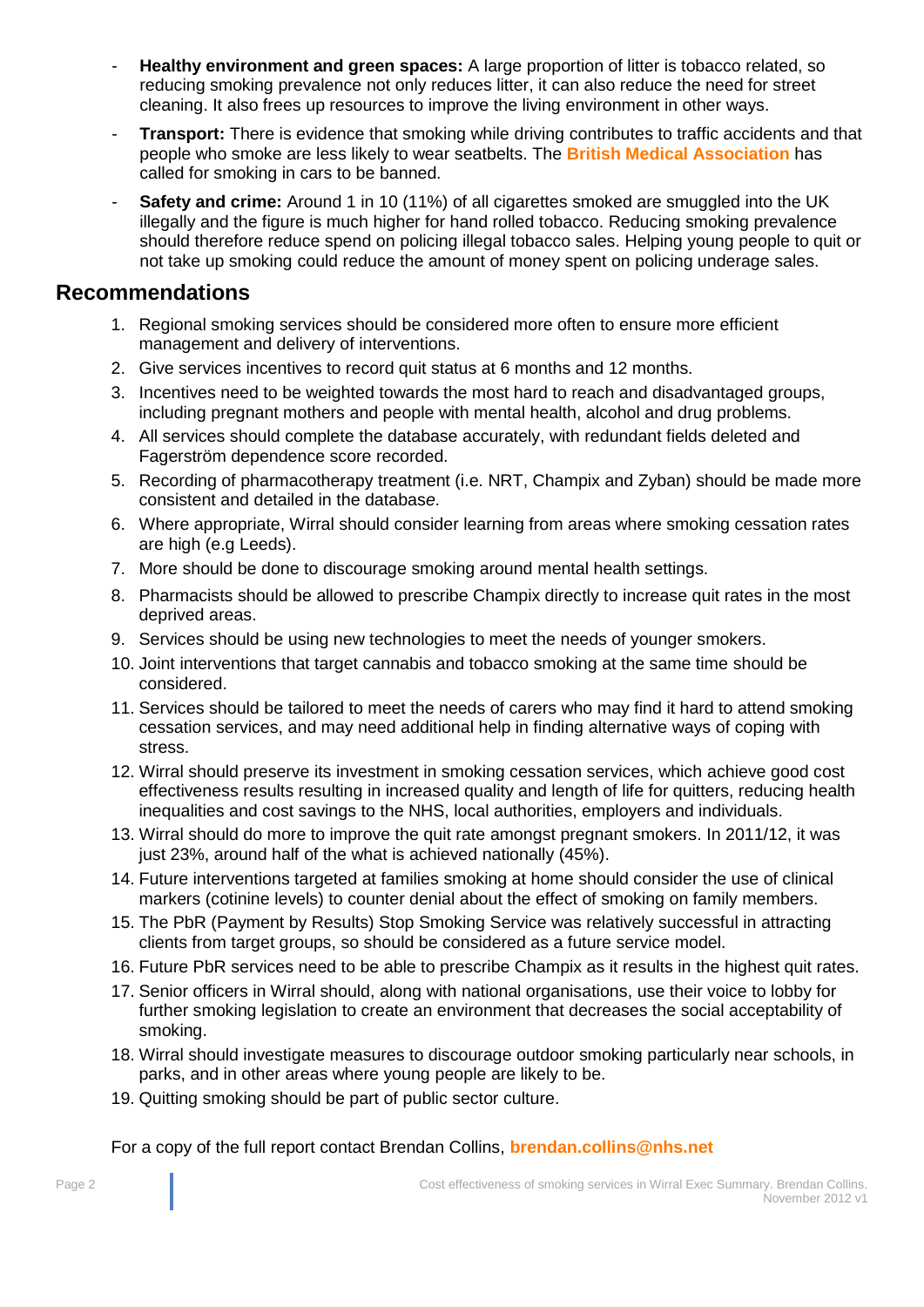- **Healthy environment and green spaces:** A large proportion of litter is tobacco related, so reducing smoking prevalence not only reduces litter, it can also reduce the need for street cleaning. It also frees up resources to improve the living environment in other ways.
- **Transport:** There is evidence that smoking while driving contributes to traffic accidents and that people who smoke are less likely to wear seatbelts. The **British Medical Association** has called for smoking in cars to be banned.
- **Safety and crime:** Around 1 in 10 (11%) of all cigarettes smoked are smuggled into the UK illegally and the figure is much higher for hand rolled tobacco. Reducing smoking prevalence should therefore reduce spend on policing illegal tobacco sales. Helping young people to quit or not take up smoking could reduce the amount of money spent on policing underage sales.

## Recommendations

1. Regional smoking services should be considered more often to ensure more efficient management and delivery of interventions.
2. Give services incentives to record quit status at 6 months and 12 months.
3. Incentives need to be weighted towards the most hard to reach and disadvantaged groups, including pregnant mothers and people with mental health, alcohol and drug problems.
4. All services should complete the database accurately, with redundant fields deleted and Fagerström dependence score recorded.
5. Recording of pharmacotherapy treatment (i.e. NRT, Champix and Zyban) should be made more consistent and detailed in the database.
6. Where appropriate, Wirral should consider learning from areas where smoking cessation rates are high (e.g Leeds).
7. More should be done to discourage smoking around mental health settings.
8. Pharmacists should be allowed to prescribe Champix directly to increase quit rates in the most deprived areas.
9. Services should be using new technologies to meet the needs of younger smokers.
10. Joint interventions that target cannabis and tobacco smoking at the same time should be considered.
11. Services should be tailored to meet the needs of carers who may find it hard to attend smoking cessation services, and may need additional help in finding alternative ways of coping with stress.
12. Wirral should preserve its investment in smoking cessation services, which achieve good cost effectiveness results resulting in increased quality and length of life for quitters, reducing health inequalities and cost savings to the NHS, local authorities, employers and individuals.
13. Wirral should do more to improve the quit rate amongst pregnant smokers. In 2011/12, it was just 23%, around half of the what is achieved nationally (45%).
14. Future interventions targeted at families smoking at home should consider the use of clinical markers (cotinine levels) to counter denial about the effect of smoking on family members.
15. The PbR (Payment by Results) Stop Smoking Service was relatively successful in attracting clients from target groups, so should be considered as a future service model.
16. Future PbR services need to be able to prescribe Champix as it results in the highest quit rates.
17. Senior officers in Wirral should, along with national organisations, use their voice to lobby for further smoking legislation to create an environment that decreases the social acceptability of smoking.
18. Wirral should investigate measures to discourage outdoor smoking particularly near schools, in parks, and in other areas where young people are likely to be.
19. Quitting smoking should be part of public sector culture.

For a copy of the full report contact Brendan Collins, **brendan.collins@nhs.net**